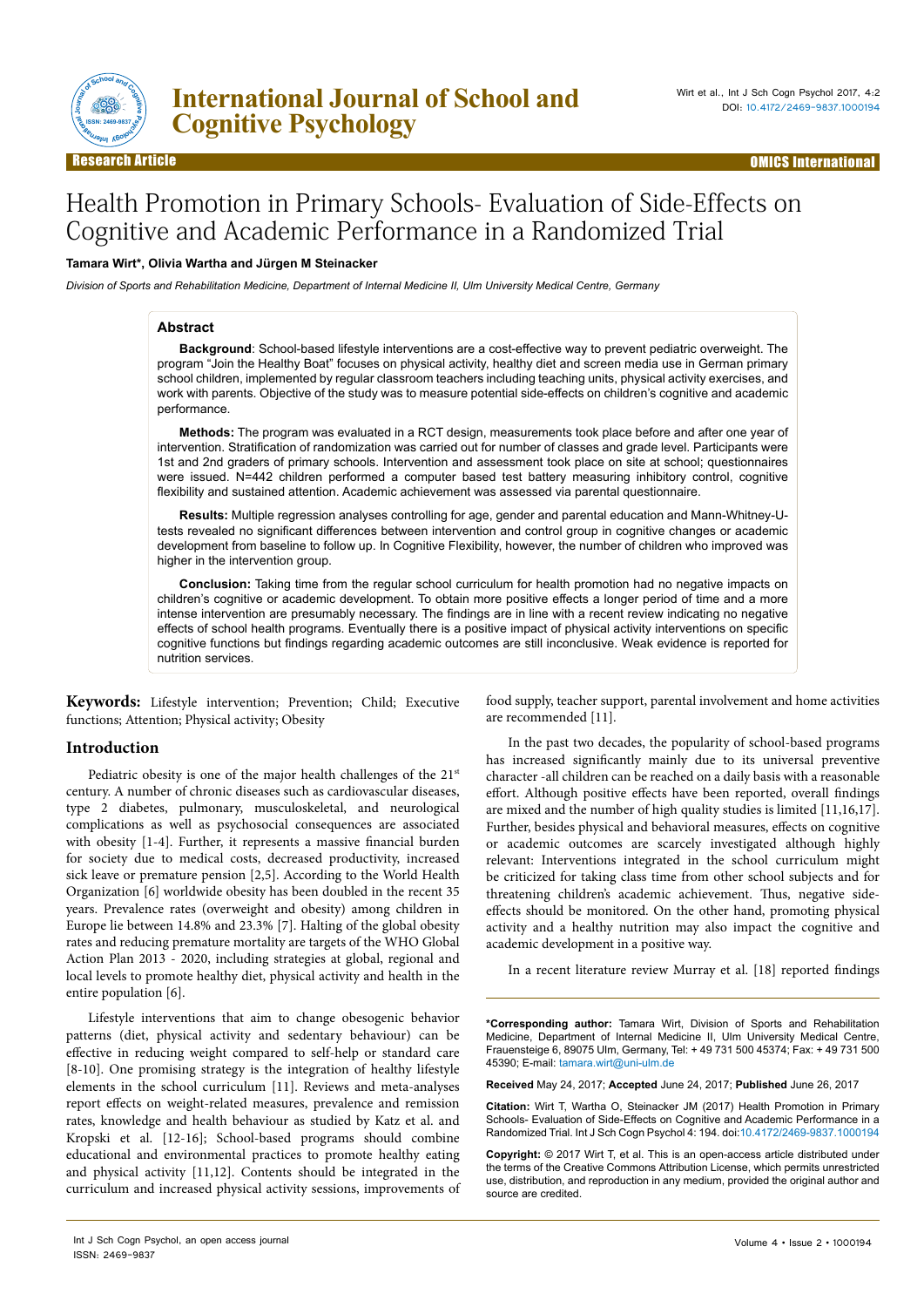Research Article

# Health Promotion in Primary Schools- Evaluation of Side-Effects on Cognitive and Academic Performance in a Randomized Trial

**Tamara Wirt\*, Olivia Wartha and Jürgen M Steinacker**

*Division of Sports and Rehabilitation Medicine, Department of Internal Medicine II, Ulm University Medical Centre, Germany*

## Abstract

**Background**: School-based lifestyle interventions are a cost-effective way to prevent pediatric overweight. The program "Join the Healthy Boat" focuses on physical activity, healthy diet and screen media use in German primary school children, implemented by regular classroom teachers including teaching units, physical activity exercises, and work with parents. Objective of the study was to measure potential side-effects on children's cognitive and academic performance.

**Methods:** The program was evaluated in a RCT design, measurements took place before and after one year of intervention. Stratification of randomization was carried out for number of classes and grade level. Participants were 1st and 2nd graders of primary schools. Intervention and assessment took place on site at school; questionnaires were issued. N=442 children performed a computer based test battery measuring inhibitory control, cognitive flexibility and sustained attention. Academic achievement was assessed via parental questionnaire.

**Results:** Multiple regression analyses controlling for age, gender and parental education and Mann-Whitney-U-tests revealed no significant differences between intervention and control group in cognitive changes or academic development from baseline to follow up. In Cognitive Flexibility, however, the number of children who improved was higher in the intervention group.

**Conclusion:** Taking time from the regular school curriculum for health promotion had no negative impacts on children's cognitive or academic development. To obtain more positive effects a longer period of time and a more intense intervention are presumably necessary. The findings are in line with a recent review indicating no negative effects of school health programs. Eventually there is a positive impact of physical activity interventions on specific cognitive functions but findings regarding academic outcomes are still inconclusive. Weak evidence is reported for nutrition services.

**Keywords:** Lifestyle intervention; Prevention; Child; Executive functions; Attention; Physical activity; Obesity

## Introduction

Pediatric obesity is one of the major health challenges of the 21st century. A number of chronic diseases such as cardiovascular diseases, type 2 diabetes, pulmonary, musculoskeletal, and neurological complications as well as psychosocial consequences are associated with obesity [1-4]. Further, it represents a massive financial burden for society due to medical costs, decreased productivity, increased sick leave or premature pension [2,5]. According to the World Health Organization [6] worldwide obesity has been doubled in the recent 35 years. Prevalence rates (overweight and obesity) among children in Europe lie between 14.8% and 23.3% [7]. Halting of the global obesity rates and reducing premature mortality are targets of the WHO Global Action Plan 2013 - 2020, including strategies at global, regional and local levels to promote healthy diet, physical activity and health in the entire population [6].

Lifestyle interventions that aim to change obesogenic behavior patterns (diet, physical activity and sedentary behaviour) can be effective in reducing weight compared to self-help or standard care [8-10]. One promising strategy is the integration of healthy lifestyle elements in the school curriculum [11]. Reviews and meta-analyses report effects on weight-related measures, prevalence and remission rates, knowledge and health behaviour as studied by Katz et al. and Kropski et al. [12-16]; School-based programs should combine educational and environmental practices to promote healthy eating and physical activity [11,12]. Contents should be integrated in the curriculum and increased physical activity sessions, improvements of food supply, teacher support, parental involvement and home activities are recommended [11].

In the past two decades, the popularity of school-based programs has increased significantly mainly due to its universal preventive character -all children can be reached on a daily basis with a reasonable effort. Although positive effects have been reported, overall findings are mixed and the number of high quality studies is limited [11,16,17]. Further, besides physical and behavioral measures, effects on cognitive or academic outcomes are scarcely investigated although highly relevant: Interventions integrated in the school curriculum might be criticized for taking class time from other school subjects and for threatening children's academic achievement. Thus, negative side-effects should be monitored. On the other hand, promoting physical activity and a healthy nutrition may also impact the cognitive and academic development in a positive way.

In a recent literature review Murray et al. [18] reported findings

**\*Corresponding author:** Tamara Wirt, Division of Sports and Rehabilitation Medicine, Department of Internal Medicine II, Ulm University Medical Centre, Frauensteige 6, 89075 Ulm, Germany, Tel: + 49 731 500 45374; Fax: + 49 731 500 45390; E-mail: tamara.wirt@uni-ulm.de

**Received** May 24, 2017; **Accepted** June 24, 2017; **Published** June 26, 2017

**Citation:** Wirt T, Wartha O, Steinacker JM (2017) Health Promotion in Primary Schools- Evaluation of Side-Effects on Cognitive and Academic Performance in a Randomized Trial. Int J Sch Cogn Psychol 4: 194. doi:10.4172/2469-9837.1000194

**Copyright:** © 2017 Wirt T, et al. This is an open-access article distributed under the terms of the Creative Commons Attribution License, which permits unrestricted use, distribution, and reproduction in any medium, provided the original author and source are credited.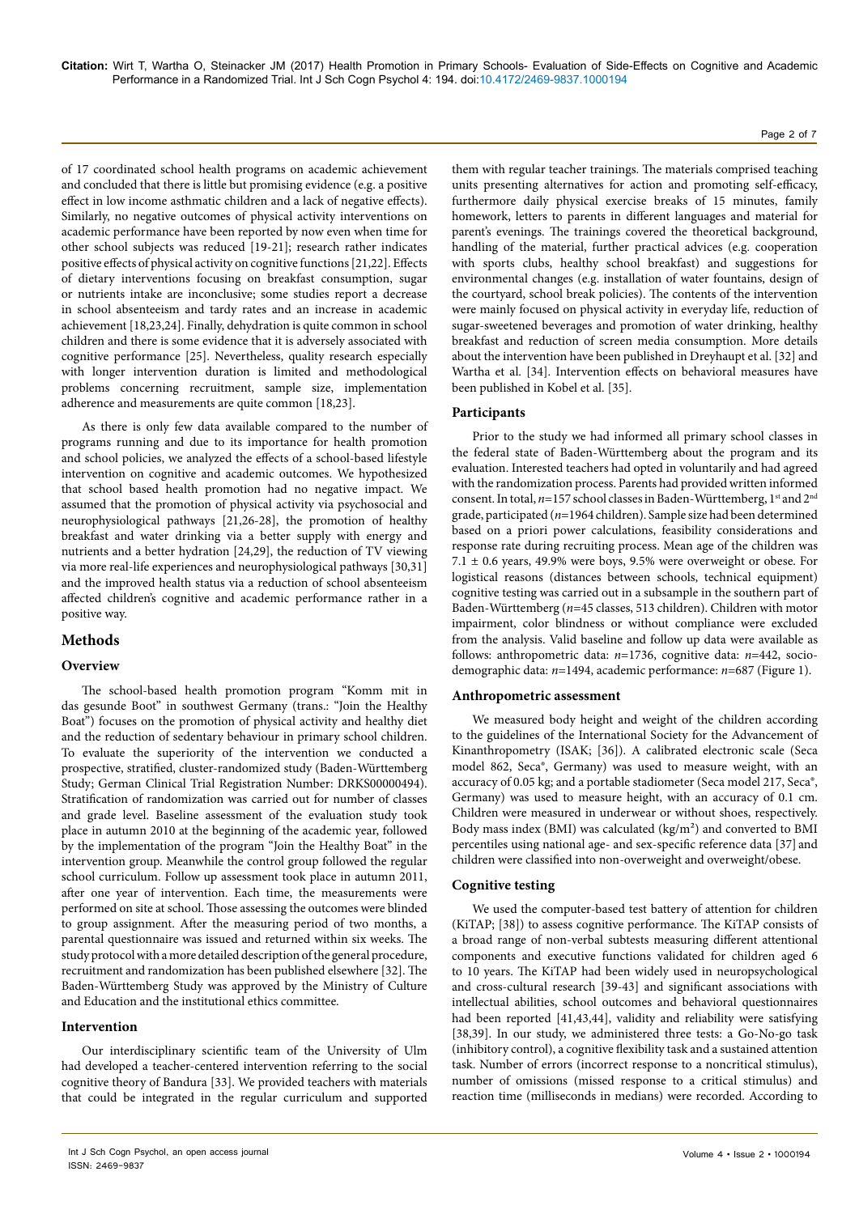of 17 coordinated school health programs on academic achievement and concluded that there is little but promising evidence (e.g. a positive effect in low income asthmatic children and a lack of negative effects). Similarly, no negative outcomes of physical activity interventions on academic performance have been reported by now even when time for other school subjects was reduced [19-21]; research rather indicates positive effects of physical activity on cognitive functions [21,22]. Effects of dietary interventions focusing on breakfast consumption, sugar or nutrients intake are inconclusive; some studies report a decrease in school absenteeism and tardy rates and an increase in academic achievement [18,23,24]. Finally, dehydration is quite common in school children and there is some evidence that it is adversely associated with cognitive performance [25]. Nevertheless, quality research especially with longer intervention duration is limited and methodological problems concerning recruitment, sample size, implementation adherence and measurements are quite common [18,23].

As there is only few data available compared to the number of programs running and due to its importance for health promotion and school policies, we analyzed the effects of a school-based lifestyle intervention on cognitive and academic outcomes. We hypothesized that school based health promotion had no negative impact. We assumed that the promotion of physical activity via psychosocial and neurophysiological pathways [21,26-28], the promotion of healthy breakfast and water drinking via a better supply with energy and nutrients and a better hydration [24,29], the reduction of TV viewing via more real-life experiences and neurophysiological pathways [30,31] and the improved health status via a reduction of school absenteeism affected children's cognitive and academic performance rather in a positive way.

## Methods

### Overview

The school-based health promotion program "Komm mit in das gesunde Boot" in southwest Germany (trans.: "Join the Healthy Boat") focuses on the promotion of physical activity and healthy diet and the reduction of sedentary behaviour in primary school children. To evaluate the superiority of the intervention we conducted a prospective, stratified, cluster-randomized study (Baden-Württemberg Study; German Clinical Trial Registration Number: DRKS00000494). Stratification of randomization was carried out for number of classes and grade level. Baseline assessment of the evaluation study took place in autumn 2010 at the beginning of the academic year, followed by the implementation of the program "Join the Healthy Boat" in the intervention group. Meanwhile the control group followed the regular school curriculum. Follow up assessment took place in autumn 2011, after one year of intervention. Each time, the measurements were performed on site at school. Those assessing the outcomes were blinded to group assignment. After the measuring period of two months, a parental questionnaire was issued and returned within six weeks. The study protocol with a more detailed description of the general procedure, recruitment and randomization has been published elsewhere [32]. The Baden-Württemberg Study was approved by the Ministry of Culture and Education and the institutional ethics committee.

### Intervention

Our interdisciplinary scientific team of the University of Ulm had developed a teacher-centered intervention referring to the social cognitive theory of Bandura [33]. We provided teachers with materials that could be integrated in the regular curriculum and supported them with regular teacher trainings. The materials comprised teaching units presenting alternatives for action and promoting self-efficacy, furthermore daily physical exercise breaks of 15 minutes, family homework, letters to parents in different languages and material for parent's evenings. The trainings covered the theoretical background, handling of the material, further practical advices (e.g. cooperation with sports clubs, healthy school breakfast) and suggestions for environmental changes (e.g. installation of water fountains, design of the courtyard, school break policies). The contents of the intervention were mainly focused on physical activity in everyday life, reduction of sugar-sweetened beverages and promotion of water drinking, healthy breakfast and reduction of screen media consumption. More details about the intervention have been published in Dreyhaupt et al. [32] and Wartha et al. [34]. Intervention effects on behavioral measures have been published in Kobel et al. [35].

### Participants

Prior to the study we had informed all primary school classes in the federal state of Baden-Württemberg about the program and its evaluation. Interested teachers had opted in voluntarily and had agreed with the randomization process. Parents had provided written informed consent. In total, $n$=157 school classes in Baden-Württemberg, 1st and 2nd grade, participated ($n$=1964 children). Sample size had been determined based on a priori power calculations, feasibility considerations and response rate during recruiting process. Mean age of the children was 7.1 ± 0.6 years, 49.9% were boys, 9.5% were overweight or obese. For logistical reasons (distances between schools, technical equipment) cognitive testing was carried out in a subsample in the southern part of Baden-Württemberg ($n$=45 classes, 513 children). Children with motor impairment, color blindness or without compliance were excluded from the analysis. Valid baseline and follow up data were available as follows: anthropometric data: $n$=1736, cognitive data: $n$=442, socio-demographic data: $n$=1494, academic performance: $n$=687 (Figure 1).

### Anthropometric assessment

We measured body height and weight of the children according to the guidelines of the International Society for the Advancement of Kinanthropometry (ISAK; [36]). A calibrated electronic scale (Seca model 862, Seca®, Germany) was used to measure weight, with an accuracy of 0.05 kg; and a portable stadiometer (Seca model 217, Seca®, Germany) was used to measure height, with an accuracy of 0.1 cm. Children were measured in underwear or without shoes, respectively. Body mass index (BMI) was calculated (kg/m²) and converted to BMI percentiles using national age- and sex-specific reference data [37] and children were classified into non-overweight and overweight/obese.

### Cognitive testing

We used the computer-based test battery of attention for children (KiTAP; [38]) to assess cognitive performance. The KiTAP consists of a broad range of non-verbal subtests measuring different attentional components and executive functions validated for children aged 6 to 10 years. The KiTAP had been widely used in neuropsychological and cross-cultural research [39-43] and significant associations with intellectual abilities, school outcomes and behavioral questionnaires had been reported [41,43,44], validity and reliability were satisfying [38,39]. In our study, we administered three tests: a Go-No-go task (inhibitory control), a cognitive flexibility task and a sustained attention task. Number of errors (incorrect response to a noncritical stimulus), number of omissions (missed response to a critical stimulus) and reaction time (milliseconds in medians) were recorded. According to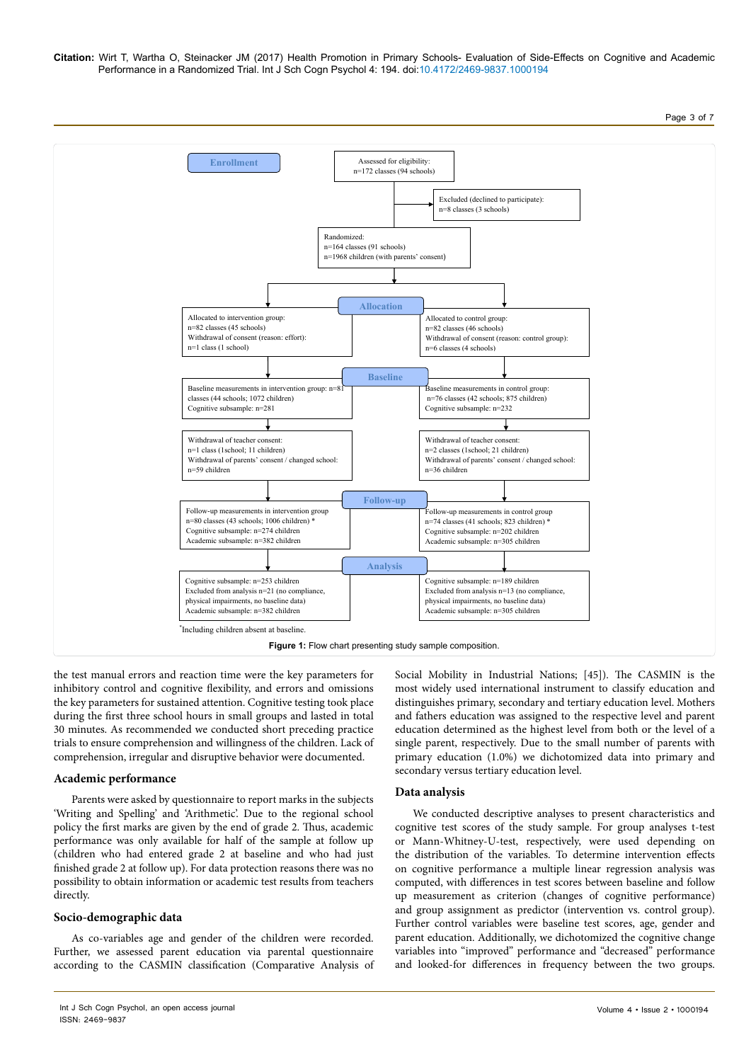**Enrollment**

Assessed for eligibility:
n=172 classes (94 schools)

Excluded (declined to participate):
n=8 classes (3 schools)

Randomized:
n=164 classes (91 schools)
n=1968 children (with parents' consent)

**Allocation**

| Intervention group | Control group |
| --- | --- |
| Allocated to intervention group: n=82 classes (45 schools) Withdrawal of consent (reason: effort): n=1 class (1 school) | Allocated to control group: n=82 classes (46 schools) Withdrawal of consent (reason: control group): n=6 classes (4 schools) |

**Baseline**

| Intervention group | Control group |
| --- | --- |
| Baseline measurements in intervention group: n=81 classes (44 schools; 1072 children) Cognitive subsample: n=281 | Baseline measurements in control group: n=76 classes (42 schools; 875 children) Cognitive subsample: n=232 |
| Withdrawal of teacher consent: n=1 class (1school; 11 children) Withdrawal of parents' consent / changed school: n=59 children | Withdrawal of teacher consent: n=2 classes (1school; 21 children) Withdrawal of parents' consent / changed school: n=36 children |

**Follow-up**

| Intervention group | Control group |
| --- | --- |
| Follow-up measurements in intervention group n=80 classes (43 schools; 1006 children) * Cognitive subsample: n=274 children Academic subsample: n=382 children | Follow-up measurements in control group n=74 classes (41 schools; 823 children) * Cognitive subsample: n=202 children Academic subsample: n=305 children |

**Analysis**

| Intervention group | Control group |
| --- | --- |
| Cognitive subsample: n=253 children Excluded from analysis n=21 (no compliance, physical impairments, no baseline data) Academic subsample: n=382 children | Cognitive subsample: n=189 children Excluded from analysis n=13 (no compliance, physical impairments, no baseline data) Academic subsample: n=305 children |

*Including children absent at baseline.

**Figure 1:** Flow chart presenting study sample composition.

the test manual errors and reaction time were the key parameters for inhibitory control and cognitive flexibility, and errors and omissions the key parameters for sustained attention. Cognitive testing took place during the first three school hours in small groups and lasted in total 30 minutes. As recommended we conducted short preceding practice trials to ensure comprehension and willingness of the children. Lack of comprehension, irregular and disruptive behavior were documented.

## Academic performance

Parents were asked by questionnaire to report marks in the subjects 'Writing and Spelling' and 'Arithmetic'. Due to the regional school policy the first marks are given by the end of grade 2. Thus, academic performance was only available for half of the sample at follow up (children who had entered grade 2 at baseline and who had just finished grade 2 at follow up). For data protection reasons there was no possibility to obtain information or academic test results from teachers directly.

## Socio-demographic data

As co-variables age and gender of the children were recorded. Further, we assessed parent education via parental questionnaire according to the CASMIN classification (Comparative Analysis of Social Mobility in Industrial Nations; [45]). The CASMIN is the most widely used international instrument to classify education and distinguishes primary, secondary and tertiary education level. Mothers and fathers education was assigned to the respective level and parent education determined as the highest level from both or the level of a single parent, respectively. Due to the small number of parents with primary education (1.0%) we dichotomized data into primary and secondary versus tertiary education level.

## Data analysis

We conducted descriptive analyses to present characteristics and cognitive test scores of the study sample. For group analyses t-test or Mann-Whitney-U-test, respectively, were used depending on the distribution of the variables. To determine intervention effects on cognitive performance a multiple linear regression analysis was computed, with differences in test scores between baseline and follow up measurement as criterion (changes of cognitive performance) and group assignment as predictor (intervention vs. control group). Further control variables were baseline test scores, age, gender and parent education. Additionally, we dichotomized the cognitive change variables into "improved" performance and "decreased" performance and looked-for differences in frequency between the two groups.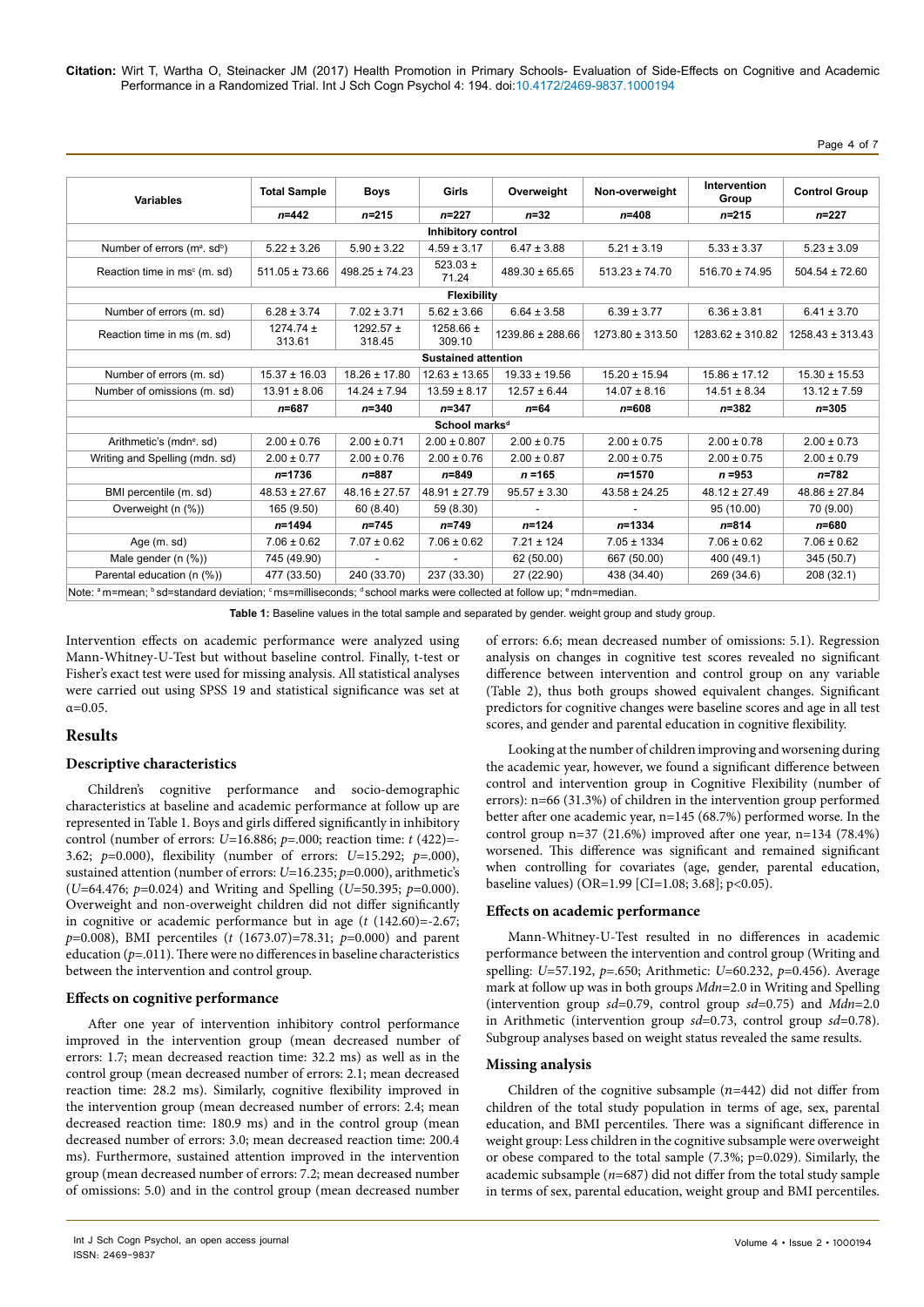| Variables | Total Sample | Boys | Girls | Overweight | Non-overweight | Intervention Group | Control Group |
|---|---|---|---|---|---|---|---|
| | *n*=442 | *n*=215 | *n*=227 | *n*=32 | *n*=408 | *n*=215 | *n*=227 |
| **Inhibitory control** | | | | | | | |
| Number of errors (m[a]. sd[b]) | 5.22 ± 3.26 | 5.90 ± 3.22 | 4.59 ± 3.17 | 6.47 ± 3.88 | 5.21 ± 3.19 | 5.33 ± 3.37 | 5.23 ± 3.09 |
| Reaction time in ms[c] (m. sd) | 511.05 ± 73.66 | 498.25 ± 74.23 | 523.03 ± 71.24 | 489.30 ± 65.65 | 513.23 ± 74.70 | 516.70 ± 74.95 | 504.54 ± 72.60 |
| **Flexibility** | | | | | | | |
| Number of errors (m. sd) | 6.28 ± 3.74 | 7.02 ± 3.71 | 5.62 ± 3.66 | 6.64 ± 3.58 | 6.39 ± 3.77 | 6.36 ± 3.81 | 6.41 ± 3.70 |
| Reaction time in ms (m. sd) | 1274.74 ± 313.61 | 1292.57 ± 318.45 | 1258.66 ± 309.10 | 1239.86 ± 288.66 | 1273.80 ± 313.50 | 1283.62 ± 310.82 | 1258.43 ± 313.43 |
| **Sustained attention** | | | | | | | |
| Number of errors (m. sd) | 15.37 ± 16.03 | 18.26 ± 17.80 | 12.63 ± 13.65 | 19.33 ± 19.56 | 15.20 ± 15.94 | 15.86 ± 17.12 | 15.30 ± 15.53 |
| Number of omissions (m. sd) | 13.91 ± 8.06 | 14.24 ± 7.94 | 13.59 ± 8.17 | 12.57 ± 6.44 | 14.07 ± 8.16 | 14.51 ± 8.34 | 13.12 ± 7.59 |
| | *n*=687 | *n*=340 | *n*=347 | *n*=64 | *n*=608 | *n*=382 | *n*=305 |
| **School marks[d]** | | | | | | | |
| Arithmetic's (mdn[e]. sd) | 2.00 ± 0.76 | 2.00 ± 0.71 | 2.00 ± 0.807 | 2.00 ± 0.75 | 2.00 ± 0.75 | 2.00 ± 0.78 | 2.00 ± 0.73 |
| Writing and Spelling (mdn. sd) | 2.00 ± 0.77 | 2.00 ± 0.76 | 2.00 ± 0.76 | 2.00 ± 0.87 | 2.00 ± 0.75 | 2.00 ± 0.75 | 2.00 ± 0.79 |
| | *n*=1736 | *n*=887 | *n*=849 | *n* =165 | *n*=1570 | *n* =953 | *n*=782 |
| BMI percentile (m. sd) | 48.53 ± 27.67 | 48.16 ± 27.57 | 48.91 ± 27.79 | 95.57 ± 3.30 | 43.58 ± 24.25 | 48.12 ± 27.49 | 48.86 ± 27.84 |
| Overweight (n (%)) | 165 (9.50) | 60 (8.40) | 59 (8.30) | - | - | 95 (10.00) | 70 (9.00) |
| | *n*=1494 | *n*=745 | *n*=749 | *n*=124 | *n*=1334 | *n*=814 | *n*=680 |
| Age (m. sd) | 7.06 ± 0.62 | 7.07 ± 0.62 | 7.06 ± 0.62 | 7.21 ± 124 | 7.05 ± 1334 | 7.06 ± 0.62 | 7.06 ± 0.62 |
| Male gender (n (%)) | 745 (49.90) | - | - | 62 (50.00) | 667 (50.00) | 400 (49.1) | 345 (50.7) |
| Parental education (n (%)) | 477 (33.50) | 240 (33.70) | 237 (33.30) | 27 (22.90) | 438 (34.40) | 269 (34.6) | 208 (32.1) |

Note: [a] m=mean; [b] sd=standard deviation; [c] ms=milliseconds; [d] school marks were collected at follow up; [e] mdn=median.

**Table 1:** Baseline values in the total sample and separated by gender. weight group and study group.

Intervention effects on academic performance were analyzed using Mann-Whitney-U-Test but without baseline control. Finally, t-test or Fisher's exact test were used for missing analysis. All statistical analyses were carried out using SPSS 19 and statistical significance was set at $\alpha$=0.05.

## Results

### Descriptive characteristics

Children's cognitive performance and socio-demographic characteristics at baseline and academic performance at follow up are represented in Table 1. Boys and girls differed significantly in inhibitory control (number of errors: $U$=16.886; $p$=.000; reaction time: $t$ (422)=-3.62; $p$=0.000), flexibility (number of errors: $U$=15.292; $p$=.000), sustained attention (number of errors: $U$=16.235; $p$=0.000), arithmetic's ($U$=64.476; $p$=0.024) and Writing and Spelling ($U$=50.395; $p$=0.000). Overweight and non-overweight children did not differ significantly in cognitive or academic performance but in age ($t$ (142.60)=-2.67; $p$=0.008), BMI percentiles ($t$ (1673.07)=78.31; $p$=0.000) and parent education ($p$=.011). There were no differences in baseline characteristics between the intervention and control group.

### Effects on cognitive performance

After one year of intervention inhibitory control performance improved in the intervention group (mean decreased number of errors: 1.7; mean decreased reaction time: 32.2 ms) as well as in the control group (mean decreased number of errors: 2.1; mean decreased reaction time: 28.2 ms). Similarly, cognitive flexibility improved in the intervention group (mean decreased number of errors: 2.4; mean decreased reaction time: 180.9 ms) and in the control group (mean decreased number of errors: 3.0; mean decreased reaction time: 200.4 ms). Furthermore, sustained attention improved in the intervention group (mean decreased number of errors: 7.2; mean decreased number of omissions: 5.0) and in the control group (mean decreased number of errors: 6.6; mean decreased number of omissions: 5.1). Regression analysis on changes in cognitive test scores revealed no significant difference between intervention and control group on any variable (Table 2), thus both groups showed equivalent changes. Significant predictors for cognitive changes were baseline scores and age in all test scores, and gender and parental education in cognitive flexibility.

Looking at the number of children improving and worsening during the academic year, however, we found a significant difference between control and intervention group in Cognitive Flexibility (number of errors): n=66 (31.3%) of children in the intervention group performed better after one academic year, n=145 (68.7%) performed worse. In the control group n=37 (21.6%) improved after one year, n=134 (78.4%) worsened. This difference was significant and remained significant when controlling for covariates (age, gender, parental education, baseline values) (OR=1.99 [CI=1.08; 3.68]; p<0.05).

### Effects on academic performance

Mann-Whitney-U-Test resulted in no differences in academic performance between the intervention and control group (Writing and spelling: $U$=57.192, $p$=.650; Arithmetic: $U$=60.232, $p$=0.456). Average mark at follow up was in both groups $Mdn$=2.0 in Writing and Spelling (intervention group $sd$=0.79, control group $sd$=0.75) and $Mdn$=2.0 in Arithmetic (intervention group $sd$=0.73, control group $sd$=0.78). Subgroup analyses based on weight status revealed the same results.

### Missing analysis

Children of the cognitive subsample ($n$=442) did not differ from children of the total study population in terms of age, sex, parental education, and BMI percentiles. There was a significant difference in weight group: Less children in the cognitive subsample were overweight or obese compared to the total sample (7.3%; p=0.029). Similarly, the academic subsample ($n$=687) did not differ from the total study sample in terms of sex, parental education, weight group and BMI percentiles.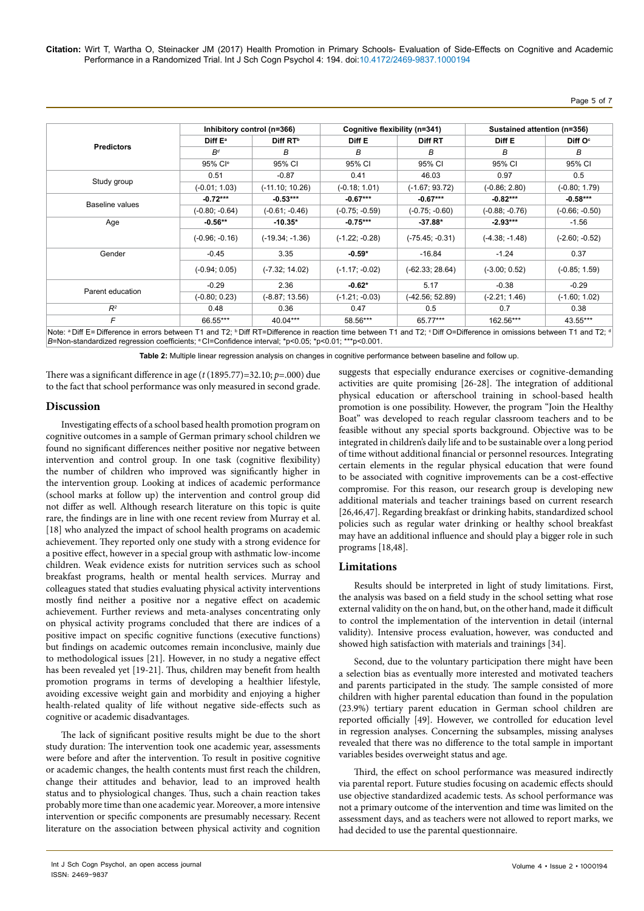| Predictors | Inhibitory control (n=366) | | Cognitive flexibility (n=341) | | Sustained attention (n=356) | |
|---|---|---|---|---|---|---|
| | Diff E[a] | Diff RT[b] | Diff E | Diff RT | Diff E | Diff O[c] |
| | *B*[d] | *B* | *B* | *B* | *B* | *B* |
| | 95% CI[e] | 95% CI | 95% CI | 95% CI | 95% CI | 95% CI |
| Study group | 0.51 | -0.87 | 0.41 | 46.03 | 0.97 | 0.5 |
| | (-0.01; 1.03) | (-11.10; 10.26) | (-0.18; 1.01) | (-1.67; 93.72) | (-0.86; 2.80) | (-0.80; 1.79) |
| Baseline values | **-0.72*** ** | **-0.53*** ** | **-0.67*** ** | **-0.67*** ** | **-0.82*** ** | **-0.58*** ** |
| | (-0.80; -0.64) | (-0.61; -0.46) | (-0.75; -0.59) | (-0.75; -0.60) | (-0.88; -0.76) | (-0.66; -0.50) |
| Age | **-0.56** ** | **-10.35* ** | **-0.75*** ** | **-37.88* ** | **-2.93*** ** | -1.56 |
| | (-0.96; -0.16) | (-19.34; -1.36) | (-1.22; -0.28) | (-75.45; -0.31) | (-4.38; -1.48) | (-2.60; -0.52) |
| Gender | -0.45 | 3.35 | **-0.59* ** | -16.84 | -1.24 | 0.37 |
| | (-0.94; 0.05) | (-7.32; 14.02) | (-1.17; -0.02) | (-62.33; 28.64) | (-3.00; 0.52) | (-0.85; 1.59) |
| Parent education | -0.29 | 2.36 | **-0.62* ** | 5.17 | -0.38 | -0.29 |
| | (-0.80; 0.23) | (-8.87; 13.56) | (-1.21; -0.03) | (-42.56; 52.89) | (-2.21; 1.46) | (-1.60; 1.02) |
| $R^2$ | 0.48 | 0.36 | 0.47 | 0.5 | 0.7 | 0.38 |
| *F* | 66.55*** | 40.04*** | 58.56*** | 65.77*** | 162.56*** | 43.55*** |

Note: [a] Diff E= Difference in errors between T1 and T2; [b] Diff RT=Difference in reaction time between T1 and T2; [c] Diff O=Difference in omissions between T1 and T2; [d] *B*=Non-standardized regression coefficients; [e] CI=Confidence interval; *p<0.05; *p<0.01; ***p<0.001.

**Table 2:** Multiple linear regression analysis on changes in cognitive performance between baseline and follow up.

There was a significant difference in age ($t$ (1895.77)=32.10; $p$=.000) due to the fact that school performance was only measured in second grade.

## Discussion

Investigating effects of a school based health promotion program on cognitive outcomes in a sample of German primary school children we found no significant differences neither positive nor negative between intervention and control group. In one task (cognitive flexibility) the number of children who improved was significantly higher in the intervention group. Looking at indices of academic performance (school marks at follow up) the intervention and control group did not differ as well. Although research literature on this topic is quite rare, the findings are in line with one recent review from Murray et al. [18] who analyzed the impact of school health programs on academic achievement. They reported only one study with a strong evidence for a positive effect, however in a special group with asthmatic low-income children. Weak evidence exists for nutrition services such as school breakfast programs, health or mental health services. Murray and colleagues stated that studies evaluating physical activity interventions mostly find neither a positive nor a negative effect on academic achievement. Further reviews and meta-analyses concentrating only on physical activity programs concluded that there are indices of a positive impact on specific cognitive functions (executive functions) but findings on academic outcomes remain inconclusive, mainly due to methodological issues [21]. However, in no study a negative effect has been revealed yet [19-21]. Thus, children may benefit from health promotion programs in terms of developing a healthier lifestyle, avoiding excessive weight gain and morbidity and enjoying a higher health-related quality of life without negative side-effects such as cognitive or academic disadvantages.

The lack of significant positive results might be due to the short study duration: The intervention took one academic year, assessments were before and after the intervention. To result in positive cognitive or academic changes, the health contents must first reach the children, change their attitudes and behavior, lead to an improved health status and to physiological changes. Thus, such a chain reaction takes probably more time than one academic year. Moreover, a more intensive intervention or specific components are presumably necessary. Recent literature on the association between physical activity and cognition suggests that especially endurance exercises or cognitive-demanding activities are quite promising [26-28]. The integration of additional physical education or afterschool training in school-based health promotion is one possibility. However, the program "Join the Healthy Boat" was developed to reach regular classroom teachers and to be feasible without any special sports background. Objective was to be integrated in children's daily life and to be sustainable over a long period of time without additional financial or personnel resources. Integrating certain elements in the regular physical education that were found to be associated with cognitive improvements can be a cost-effective compromise. For this reason, our research group is developing new additional materials and teacher trainings based on current research [26,46,47]. Regarding breakfast or drinking habits, standardized school policies such as regular water drinking or healthy school breakfast may have an additional influence and should play a bigger role in such programs [18,48].

## Limitations

Results should be interpreted in light of study limitations. First, the analysis was based on a field study in the school setting what rose external validity on the on hand, but, on the other hand, made it difficult to control the implementation of the intervention in detail (internal validity). Intensive process evaluation, however, was conducted and showed high satisfaction with materials and trainings [34].

Second, due to the voluntary participation there might have been a selection bias as eventually more interested and motivated teachers and parents participated in the study. The sample consisted of more children with higher parental education than found in the population (23.9%) tertiary parent education in German school children are reported officially [49]. However, we controlled for education level in regression analyses. Concerning the subsamples, missing analyses revealed that there was no difference to the total sample in important variables besides overweight status and age.

Third, the effect on school performance was measured indirectly via parental report. Future studies focusing on academic effects should use objective standardized academic tests. As school performance was not a primary outcome of the intervention and time was limited on the assessment days, and as teachers were not allowed to report marks, we had decided to use the parental questionnaire.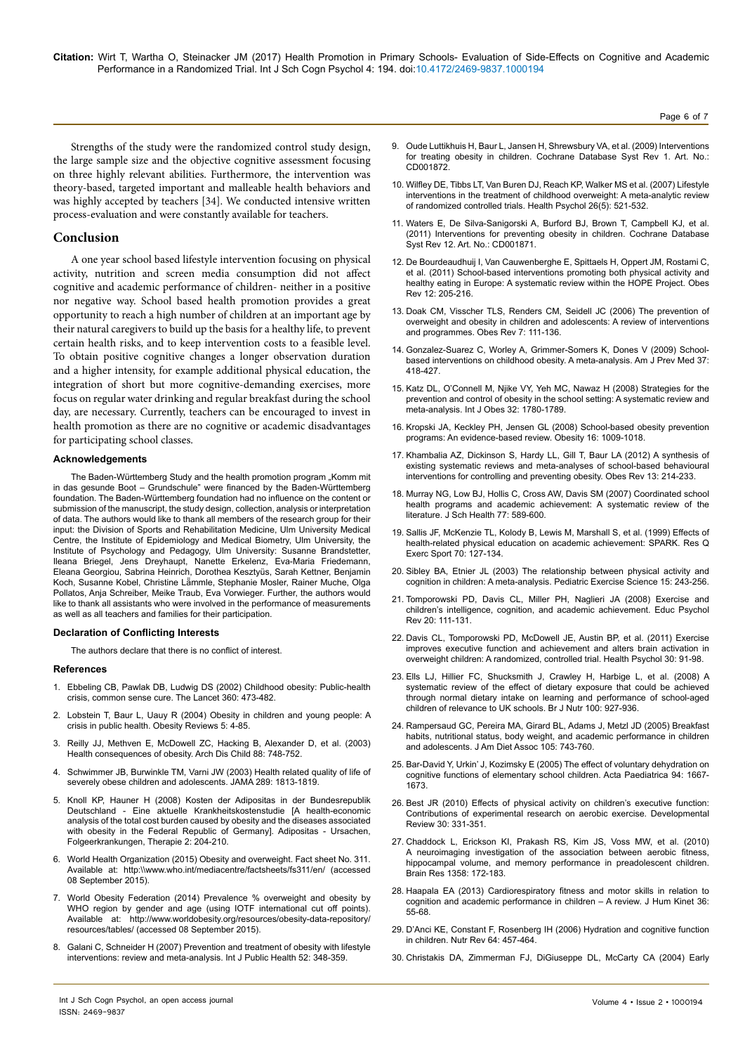Strengths of the study were the randomized control study design, the large sample size and the objective cognitive assessment focusing on three highly relevant abilities. Furthermore, the intervention was theory-based, targeted important and malleable health behaviors and was highly accepted by teachers [34]. We conducted intensive written process-evaluation and were constantly available for teachers.

## Conclusion

A one year school based lifestyle intervention focusing on physical activity, nutrition and screen media consumption did not affect cognitive and academic performance of children- neither in a positive nor negative way. School based health promotion provides a great opportunity to reach a high number of children at an important age by their natural caregivers to build up the basis for a healthy life, to prevent certain health risks, and to keep intervention costs to a feasible level. To obtain positive cognitive changes a longer observation duration and a higher intensity, for example additional physical education, the integration of short but more cognitive-demanding exercises, more focus on regular water drinking and regular breakfast during the school day, are necessary. Currently, teachers can be encouraged to invest in health promotion as there are no cognitive or academic disadvantages for participating school classes.

### Acknowledgements

The Baden-Württemberg Study and the health promotion program „Komm mit in das gesunde Boot – Grundschule" were financed by the Baden-Württemberg foundation. The Baden-Württemberg foundation had no influence on the content or submission of the manuscript, the study design, collection, analysis or interpretation of data. The authors would like to thank all members of the research group for their input: the Division of Sports and Rehabilitation Medicine, Ulm University Medical Centre, the Institute of Epidemiology and Medical Biometry, Ulm University, the Institute of Psychology and Pedagogy, Ulm University: Susanne Brandstetter, Ileana Briegel, Jens Dreyhaupt, Nanette Erkelenz, Eva-Maria Friedemann, Eleana Georgiou, Sabrina Heinrich, Dorothea Kesztyüs, Sarah Kettner, Benjamin Koch, Susanne Kobel, Christine Lämmle, Stephanie Mosler, Rainer Muche, Olga Pollatos, Anja Schreiber, Meike Traub, Eva Vorwieger. Further, the authors would like to thank all assistants who were involved in the performance of measurements as well as all teachers and families for their participation.

### Declaration of Conflicting Interests

The authors declare that there is no conflict of interest.

### References

1. Ebbeling CB, Pawlak DB, Ludwig DS (2002) Childhood obesity: Public-health crisis, common sense cure. The Lancet 360: 473-482.
2. Lobstein T, Baur L, Uauy R (2004) Obesity in children and young people: A crisis in public health. Obesity Reviews 5: 4-85.
3. Reilly JJ, Methven E, McDowell ZC, Hacking B, Alexander D, et al. (2003) Health consequences of obesity. Arch Dis Child 88: 748-752.
4. Schwimmer JB, Burwinkle TM, Varni JW (2003) Health related quality of life of severely obese children and adolescents. JAMA 289: 1813-1819.
5. Knoll KP, Hauner H (2008) Kosten der Adipositas in der Bundesrepublik Deutschland - Eine aktuelle Krankheitskostenstudie [A health-economic analysis of the total cost burden caused by obesity and the diseases associated with obesity in the Federal Republic of Germany]. Adipositas - Ursachen, Folgeerkrankungen, Therapie 2: 204-210.
6. World Health Organization (2015) Obesity and overweight. Fact sheet No. 311. Available at: http:\\www.who.int/mediacentre/factsheets/fs311/en/ (accessed 08 September 2015).
7. World Obesity Federation (2014) Prevalence % overweight and obesity by WHO region by gender and age (using IOTF international cut off points). Available at: http://www.worldobesity.org/resources/obesity-data-repository/resources/tables/ (accessed 08 September 2015).
8. Galani C, Schneider H (2007) Prevention and treatment of obesity with lifestyle interventions: review and meta-analysis. Int J Public Health 52: 348-359.
9. Oude Luttikhuis H, Baur L, Jansen H, Shrewsbury VA, et al. (2009) Interventions for treating obesity in children. Cochrane Database Syst Rev 1. Art. No.: CD001872.
10. Wilfley DE, Tibbs LT, Van Buren DJ, Reach KP, Walker MS et al. (2007) Lifestyle interventions in the treatment of childhood overweight: A meta-analytic review of randomized controlled trials. Health Psychol 26(5): 521-532.
11. Waters E, De Silva-Sanigorski A, Burford BJ, Brown T, Campbell KJ, et al. (2011) Interventions for preventing obesity in children. Cochrane Database Syst Rev 12. Art. No.: CD001871.
12. De Bourdeaudhuij I, Van Cauwenberghe E, Spittaels H, Oppert JM, Rostami C, et al. (2011) School-based interventions promoting both physical activity and healthy eating in Europe: A systematic review within the HOPE Project. Obes Rev 12: 205-216.
13. Doak CM, Visscher TLS, Renders CM, Seidell JC (2006) The prevention of overweight and obesity in children and adolescents: A review of interventions and programmes. Obes Rev 7: 111-136.
14. Gonzalez-Suarez C, Worley A, Grimmer-Somers K, Dones V (2009) School-based interventions on childhood obesity. A meta-analysis. Am J Prev Med 37: 418-427.
15. Katz DL, O'Connell M, Njike VY, Yeh MC, Nawaz H (2008) Strategies for the prevention and control of obesity in the school setting: A systematic review and meta-analysis. Int J Obes 32: 1780-1789.
16. Kropski JA, Keckley PH, Jensen GL (2008) School-based obesity prevention programs: An evidence-based review. Obesity 16: 1009-1018.
17. Khambalia AZ, Dickinson S, Hardy LL, Gill T, Baur LA (2012) A synthesis of existing systematic reviews and meta-analyses of school-based behavioural interventions for controlling and preventing obesity. Obes Rev 13: 214-233.
18. Murray NG, Low BJ, Hollis C, Cross AW, Davis SM (2007) Coordinated school health programs and academic achievement: A systematic review of the literature. J Sch Health 77: 589-600.
19. Sallis JF, McKenzie TL, Kolody B, Lewis M, Marshall S, et al. (1999) Effects of health-related physical education on academic achievement: SPARK. Res Q Exerc Sport 70: 127-134.
20. Sibley BA, Etnier JL (2003) The relationship between physical activity and cognition in children: A meta-analysis. Pediatric Exercise Science 15: 243-256.
21. Tomporowski PD, Davis CL, Miller PH, Naglieri JA (2008) Exercise and children's intelligence, cognition, and academic achievement. Educ Psychol Rev 20: 111-131.
22. Davis CL, Tomporowski PD, McDowell JE, Austin BP, et al. (2011) Exercise improves executive function and achievement and alters brain activation in overweight children: A randomized, controlled trial. Health Psychol 30: 91-98.
23. Ells LJ, Hillier FC, Shucksmith J, Crawley H, Harbige L, et al. (2008) A systematic review of the effect of dietary exposure that could be achieved through normal dietary intake on learning and performance of school-aged children of relevance to UK schools. Br J Nutr 100: 927-936.
24. Rampersaud GC, Pereira MA, Girard BL, Adams J, Metzl JD (2005) Breakfast habits, nutritional status, body weight, and academic performance in children and adolescents. J Am Diet Assoc 105: 743-760.
25. Bar-David Y, Urkin' J, Kozimsky E (2005) The effect of voluntary dehydration on cognitive functions of elementary school children. Acta Paediatrica 94: 1667-1673.
26. Best JR (2010) Effects of physical activity on children's executive function: Contributions of experimental research on aerobic exercise. Developmental Review 30: 331-351.
27. Chaddock L, Erickson KI, Prakash RS, Kim JS, Voss MW, et al. (2010) A neuroimaging investigation of the association between aerobic fitness, hippocampal volume, and memory performance in preadolescent children. Brain Res 1358: 172-183.
28. Haapala EA (2013) Cardiorespiratory fitness and motor skills in relation to cognition and academic performance in children – A review. J Hum Kinet 36: 55-68.
29. D'Anci KE, Constant F, Rosenberg IH (2006) Hydration and cognitive function in children. Nutr Rev 64: 457-464.
30. Christakis DA, Zimmerman FJ, DiGiuseppe DL, McCarty CA (2004) Early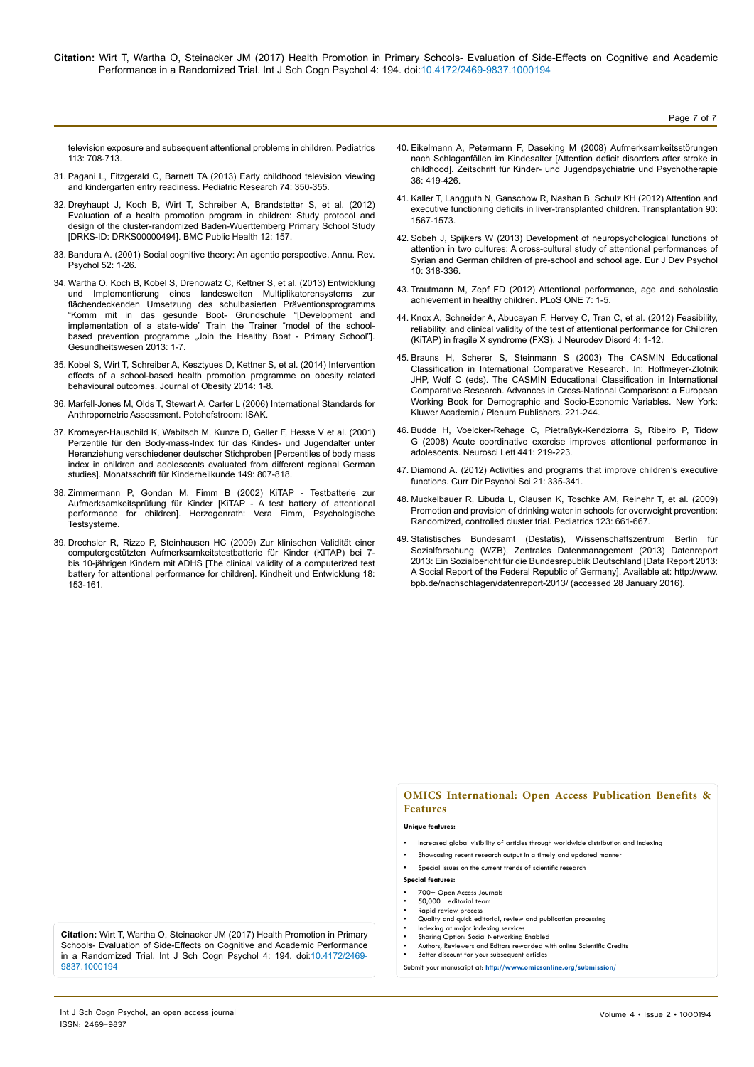television exposure and subsequent attentional problems in children. Pediatrics 113: 708-713.

31. Pagani L, Fitzgerald C, Barnett TA (2013) Early childhood television viewing and kindergarten entry readiness. Pediatric Research 74: 350-355.

32. Dreyhaupt J, Koch B, Wirt T, Schreiber A, Brandstetter S, et al. (2012) Evaluation of a health promotion program in children: Study protocol and design of the cluster-randomized Baden-Wuerttemberg Primary School Study [DRKS-ID: DRKS00000494]. BMC Public Health 12: 157.

33. Bandura A. (2001) Social cognitive theory: An agentic perspective. Annu. Rev. Psychol 52: 1-26.

34. Wartha O, Koch B, Kobel S, Drenowatz C, Kettner S, et al. (2013) Entwicklung und Implementierung eines landesweiten Multiplikatorensystems zur flächendeckenden Umsetzung des schulbasierten Präventionsprogramms "Komm mit in das gesunde Boot- Grundschule "[Development and implementation of a state-wide" Train the Trainer "model of the school-based prevention programme „Join the Healthy Boat - Primary School"]. Gesundheitswesen 2013: 1-7.

35. Kobel S, Wirt T, Schreiber A, Kesztyues D, Kettner S, et al. (2014) Intervention effects of a school-based health promotion programme on obesity related behavioural outcomes. Journal of Obesity 2014: 1-8.

36. Marfell-Jones M, Olds T, Stewart A, Carter L (2006) International Standards for Anthropometric Assessment. Potchefstroom: ISAK.

37. Kromeyer-Hauschild K, Wabitsch M, Kunze D, Geller F, Hesse V et al. (2001) Perzentile für den Body-mass-Index für das Kindes- und Jugendalter unter Heranziehung verschiedener deutscher Stichproben [Percentiles of body mass index in children and adolescents evaluated from different regional German studies]. Monatsschrift für Kinderheilkunde 149: 807-818.

38. Zimmermann P, Gondan M, Fimm B (2002) KiTAP - Testbatterie zur Aufmerksamkeitsprüfung für Kinder [KiTAP - A test battery of attentional performance for children]. Herzogenrath: Vera Fimm, Psychologische Testsysteme.

39. Drechsler R, Rizzo P, Steinhausen HC (2009) Zur klinischen Validität einer computergestützten Aufmerksamkeitstestbatterie für Kinder (KITAP) bei 7- bis 10-jährigen Kindern mit ADHS [The clinical validity of a computerized test battery for attentional performance for children]. Kindheit und Entwicklung 18: 153-161.

40. Eikelmann A, Petermann F, Daseking M (2008) Aufmerksamkeitsstörungen nach Schlaganfällen im Kindesalter [Attention deficit disorders after stroke in childhood]. Zeitschrift für Kinder- und Jugendpsychiatrie und Psychotherapie 36: 419-426.

41. Kaller T, Langguth N, Ganschow R, Nashan B, Schulz KH (2012) Attention and executive functioning deficits in liver-transplanted children. Transplantation 90: 1567-1573.

42. Sobeh J, Spijkers W (2013) Development of neuropsychological functions of attention in two cultures: A cross-cultural study of attentional performances of Syrian and German children of pre-school and school age. Eur J Dev Psychol 10: 318-336.

43. Trautmann M, Zepf FD (2012) Attentional performance, age and scholastic achievement in healthy children. PLoS ONE 7: 1-5.

44. Knox A, Schneider A, Abucayan F, Hervey C, Tran C, et al. (2012) Feasibility, reliability, and clinical validity of the test of attentional performance for Children (KiTAP) in fragile X syndrome (FXS). J Neurodev Disord 4: 1-12.

45. Brauns H, Scherer S, Steinmann S (2003) The CASMIN Educational Classification in International Comparative Research. In: Hoffmeyer-Zlotnik JHP, Wolf C (eds). The CASMIN Educational Classification in International Comparative Research. Advances in Cross-National Comparison: a European Working Book for Demographic and Socio-Economic Variables. New York: Kluwer Academic / Plenum Publishers. 221-244.

46. Budde H, Voelcker-Rehage C, Pietraßyk-Kendziorra S, Ribeiro P, Tidow G (2008) Acute coordinative exercise improves attentional performance in adolescents. Neurosci Lett 441: 219-223.

47. Diamond A. (2012) Activities and programs that improve children's executive functions. Curr Dir Psychol Sci 21: 335-341.

48. Muckelbauer R, Libuda L, Clausen K, Toschke AM, Reinehr T, et al. (2009) Promotion and provision of drinking water in schools for overweight prevention: Randomized, controlled cluster trial. Pediatrics 123: 661-667.

49. Statistisches Bundesamt (Destatis), Wissenschaftszentrum Berlin für Sozialforschung (WZB), Zentrales Datenmanagement (2013) Datenreport 2013: Ein Sozialbericht für die Bundesrepublik Deutschland [Data Report 2013: A Social Report of the Federal Republic of Germany]. Available at: http://www.bpb.de/nachschlagen/datenreport-2013/ (accessed 28 January 2016).

**OMICS International: Open Access Publication Benefits & Features**

**Unique features:**

- Increased global visibility of articles through worldwide distribution and indexing
- Showcasing recent research output in a timely and updated manner
- Special issues on the current trends of scientific research

**Special features:**

- 700+ Open Access Journals
- 50,000+ editorial team
- Rapid review process
- Quality and quick editorial, review and publication processing
- Indexing at major indexing services
- Sharing Option: Social Networking Enabled
- Authors, Reviewers and Editors rewarded with online Scientific Credits
- Better discount for your subsequent articles

Submit your manuscript at: **http://www.omicsonline.org/submission/**

**Citation:** Wirt T, Wartha O, Steinacker JM (2017) Health Promotion in Primary Schools- Evaluation of Side-Effects on Cognitive and Academic Performance in a Randomized Trial. Int J Sch Cogn Psychol 4: 194. doi:10.4172/2469-9837.1000194